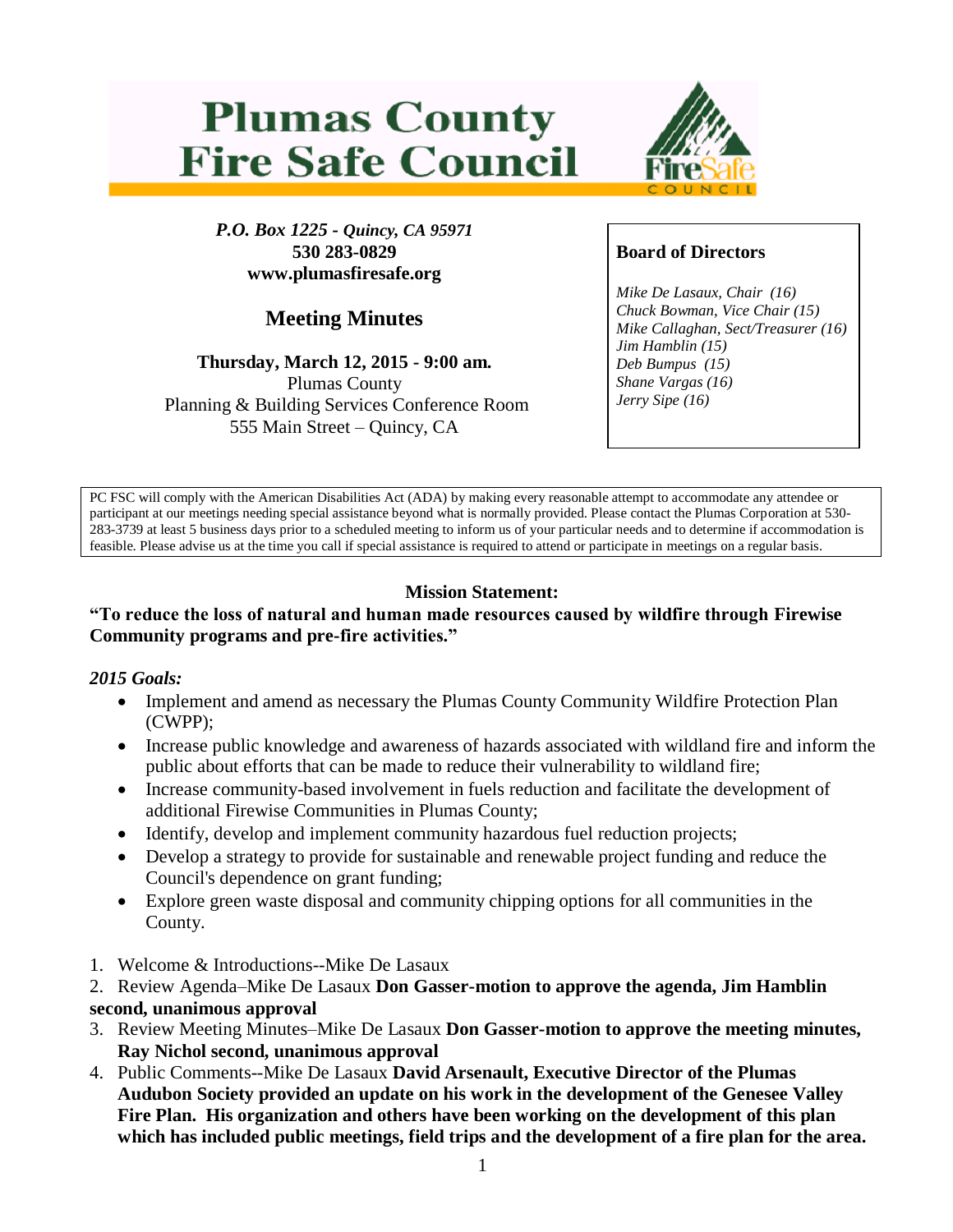# Plumas County Fire Safe Council

*P.O. Box 1225 - Quincy, CA 95971*
**530 283-0829**
**www.plumasfiresafe.org**

## Meeting Minutes

**Thursday, March 12, 2015 - 9:00 am.**
Plumas County
Planning & Building Services Conference Room
555 Main Street – Quincy, CA

**Board of Directors**

*Mike De Lasaux, Chair (16)*
*Chuck Bowman, Vice Chair (15)*
*Mike Callaghan, Sect/Treasurer (16)*
*Jim Hamblin (15)*
*Deb Bumpus (15)*
*Shane Vargas (16)*
*Jerry Sipe (16)*

PC FSC will comply with the American Disabilities Act (ADA) by making every reasonable attempt to accommodate any attendee or participant at our meetings needing special assistance beyond what is normally provided. Please contact the Plumas Corporation at 530-283-3739 at least 5 business days prior to a scheduled meeting to inform us of your particular needs and to determine if accommodation is feasible. Please advise us at the time you call if special assistance is required to attend or participate in meetings on a regular basis.

**Mission Statement:**

**"To reduce the loss of natural and human made resources caused by wildfire through Firewise Community programs and pre-fire activities."**

***2015 Goals:***

- Implement and amend as necessary the Plumas County Community Wildfire Protection Plan (CWPP);
- Increase public knowledge and awareness of hazards associated with wildland fire and inform the public about efforts that can be made to reduce their vulnerability to wildland fire;
- Increase community-based involvement in fuels reduction and facilitate the development of additional Firewise Communities in Plumas County;
- Identify, develop and implement community hazardous fuel reduction projects;
- Develop a strategy to provide for sustainable and renewable project funding and reduce the Council's dependence on grant funding;
- Explore green waste disposal and community chipping options for all communities in the County.

1. Welcome & Introductions--Mike De Lasaux
2. Review Agenda–Mike De Lasaux **Don Gasser-motion to approve the agenda, Jim Hamblin second, unanimous approval**
3. Review Meeting Minutes–Mike De Lasaux **Don Gasser-motion to approve the meeting minutes, Ray Nichol second, unanimous approval**
4. Public Comments--Mike De Lasaux **David Arsenault, Executive Director of the Plumas Audubon Society provided an update on his work in the development of the Genesee Valley Fire Plan. His organization and others have been working on the development of this plan which has included public meetings, field trips and the development of a fire plan for the area.**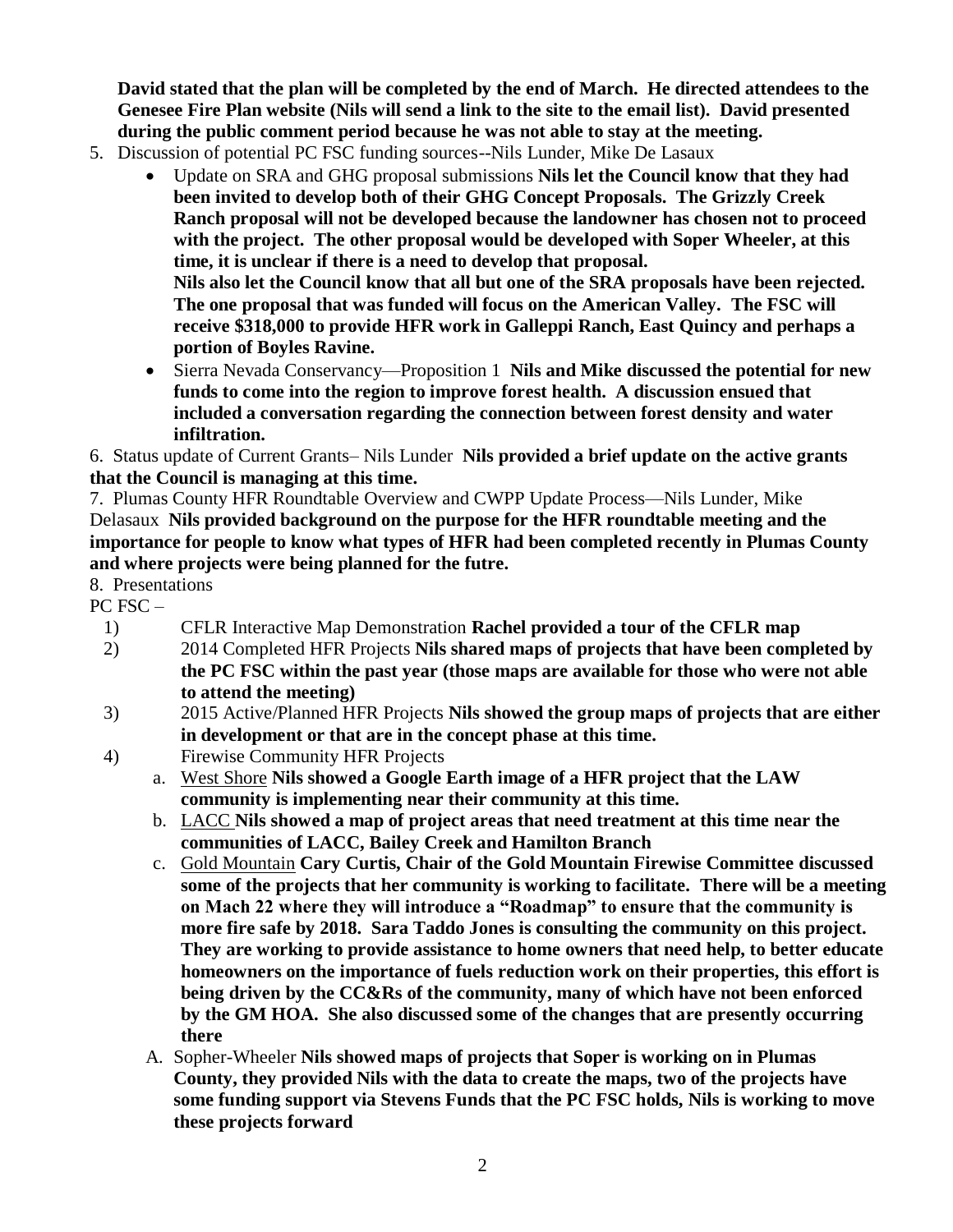**David stated that the plan will be completed by the end of March. He directed attendees to the Genesee Fire Plan website (Nils will send a link to the site to the email list). David presented during the public comment period because he was not able to stay at the meeting.**

5. Discussion of potential PC FSC funding sources--Nils Lunder, Mike De Lasaux
   - Update on SRA and GHG proposal submissions **Nils let the Council know that they had been invited to develop both of their GHG Concept Proposals. The Grizzly Creek Ranch proposal will not be developed because the landowner has chosen not to proceed with the project. The other proposal would be developed with Soper Wheeler, at this time, it is unclear if there is a need to develop that proposal.**
     **Nils also let the Council know that all but one of the SRA proposals have been rejected. The one proposal that was funded will focus on the American Valley. The FSC will receive $318,000 to provide HFR work in Galleppi Ranch, East Quincy and perhaps a portion of Boyles Ravine.**
   - Sierra Nevada Conservancy—Proposition 1 **Nils and Mike discussed the potential for new funds to come into the region to improve forest health. A discussion ensued that included a conversation regarding the connection between forest density and water infiltration.**

6. Status update of Current Grants– Nils Lunder **Nils provided a brief update on the active grants that the Council is managing at this time.**

7. Plumas County HFR Roundtable Overview and CWPP Update Process—Nils Lunder, Mike Delasaux **Nils provided background on the purpose for the HFR roundtable meeting and the importance for people to know what types of HFR had been completed recently in Plumas County and where projects were being planned for the futre.**

8. Presentations

PC FSC –

1) CFLR Interactive Map Demonstration **Rachel provided a tour of the CFLR map**
2) 2014 Completed HFR Projects **Nils shared maps of projects that have been completed by the PC FSC within the past year (those maps are available for those who were not able to attend the meeting)**
3) 2015 Active/Planned HFR Projects **Nils showed the group maps of projects that are either in development or that are in the concept phase at this time.**
4) Firewise Community HFR Projects
   a. West Shore **Nils showed a Google Earth image of a HFR project that the LAW community is implementing near their community at this time.**
   b. LACC **Nils showed a map of project areas that need treatment at this time near the communities of LACC, Bailey Creek and Hamilton Branch**
   c. Gold Mountain **Cary Curtis, Chair of the Gold Mountain Firewise Committee discussed some of the projects that her community is working to facilitate. There will be a meeting on Mach 22 where they will introduce a “Roadmap” to ensure that the community is more fire safe by 2018. Sara Taddo Jones is consulting the community on this project. They are working to provide assistance to home owners that need help, to better educate homeowners on the importance of fuels reduction work on their properties, this effort is being driven by the CC&Rs of the community, many of which have not been enforced by the GM HOA. She also discussed some of the changes that are presently occurring there**

   A. Sopher-Wheeler **Nils showed maps of projects that Soper is working on in Plumas County, they provided Nils with the data to create the maps, two of the projects have some funding support via Stevens Funds that the PC FSC holds, Nils is working to move these projects forward**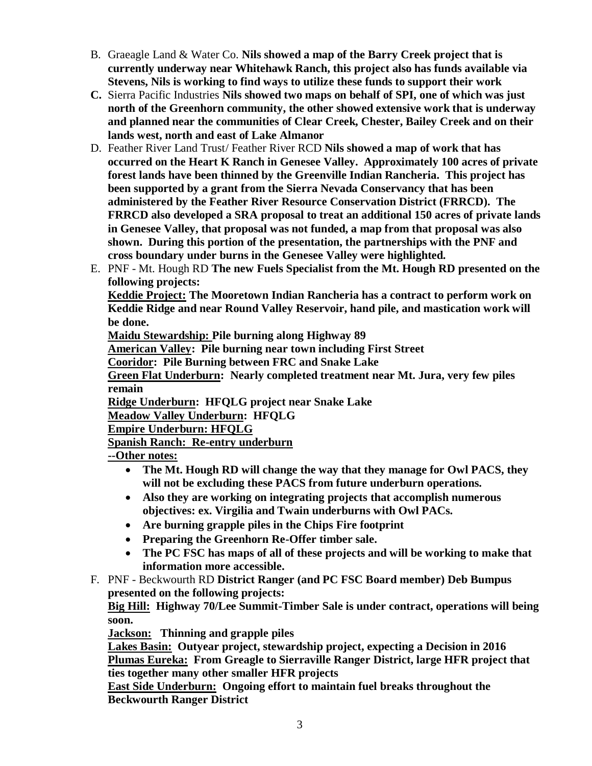B. Graeagle Land & Water Co. **Nils showed a map of the Barry Creek project that is currently underway near Whitehawk Ranch, this project also has funds available via Stevens, Nils is working to find ways to utilize these funds to support their work**

C. Sierra Pacific Industries **Nils showed two maps on behalf of SPI, one of which was just north of the Greenhorn community, the other showed extensive work that is underway and planned near the communities of Clear Creek, Chester, Bailey Creek and on their lands west, north and east of Lake Almanor**

D. Feather River Land Trust/ Feather River RCD **Nils showed a map of work that has occurred on the Heart K Ranch in Genesee Valley. Approximately 100 acres of private forest lands have been thinned by the Greenville Indian Rancheria. This project has been supported by a grant from the Sierra Nevada Conservancy that has been administered by the Feather River Resource Conservation District (FRRCD). The FRRCD also developed a SRA proposal to treat an additional 150 acres of private lands in Genesee Valley, that proposal was not funded, a map from that proposal was also shown. During this portion of the presentation, the partnerships with the PNF and cross boundary under burns in the Genesee Valley were highlighted.**

E. PNF - Mt. Hough RD **The new Fuels Specialist from the Mt. Hough RD presented on the following projects:**

**<u>Keddie Project:</u> The Mooretown Indian Rancheria has a contract to perform work on Keddie Ridge and near Round Valley Reservoir, hand pile, and mastication work will be done.**

**<u>Maidu Stewardship:</u> Pile burning along Highway 89**

**<u>American Valley</u>: Pile burning near town including First Street**

**<u>Cooridor</u>: Pile Burning between FRC and Snake Lake**

**<u>Green Flat Underburn</u>: Nearly completed treatment near Mt. Jura, very few piles remain**

**<u>Ridge Underburn</u>: HFQLG project near Snake Lake**

**<u>Meadow Valley Underburn</u>: HFQLG**

**<u>Empire Underburn: HFQLG</u>**

**<u>Spanish Ranch: Re-entry underburn</u>**

**<u>--Other notes:</u>**

- **The Mt. Hough RD will change the way that they manage for Owl PACS, they will not be excluding these PACS from future underburn operations.**
- **Also they are working on integrating projects that accomplish numerous objectives: ex. Virgilia and Twain underburns with Owl PACs.**
- **Are burning grapple piles in the Chips Fire footprint**
- **Preparing the Greenhorn Re-Offer timber sale.**
- **The PC FSC has maps of all of these projects and will be working to make that information more accessible.**

F. PNF - Beckwourth RD **District Ranger (and PC FSC Board member) Deb Bumpus presented on the following projects:**

**<u>Big Hill:</u> Highway 70/Lee Summit-Timber Sale is under contract, operations will being soon.**

**<u>Jackson:</u> Thinning and grapple piles**

**<u>Lakes Basin:</u> Outyear project, stewardship project, expecting a Decision in 2016**

**<u>Plumas Eureka:</u> From Greagle to Sierraville Ranger District, large HFR project that ties together many other smaller HFR projects**

**<u>East Side Underburn:</u> Ongoing effort to maintain fuel breaks throughout the Beckwourth Ranger District**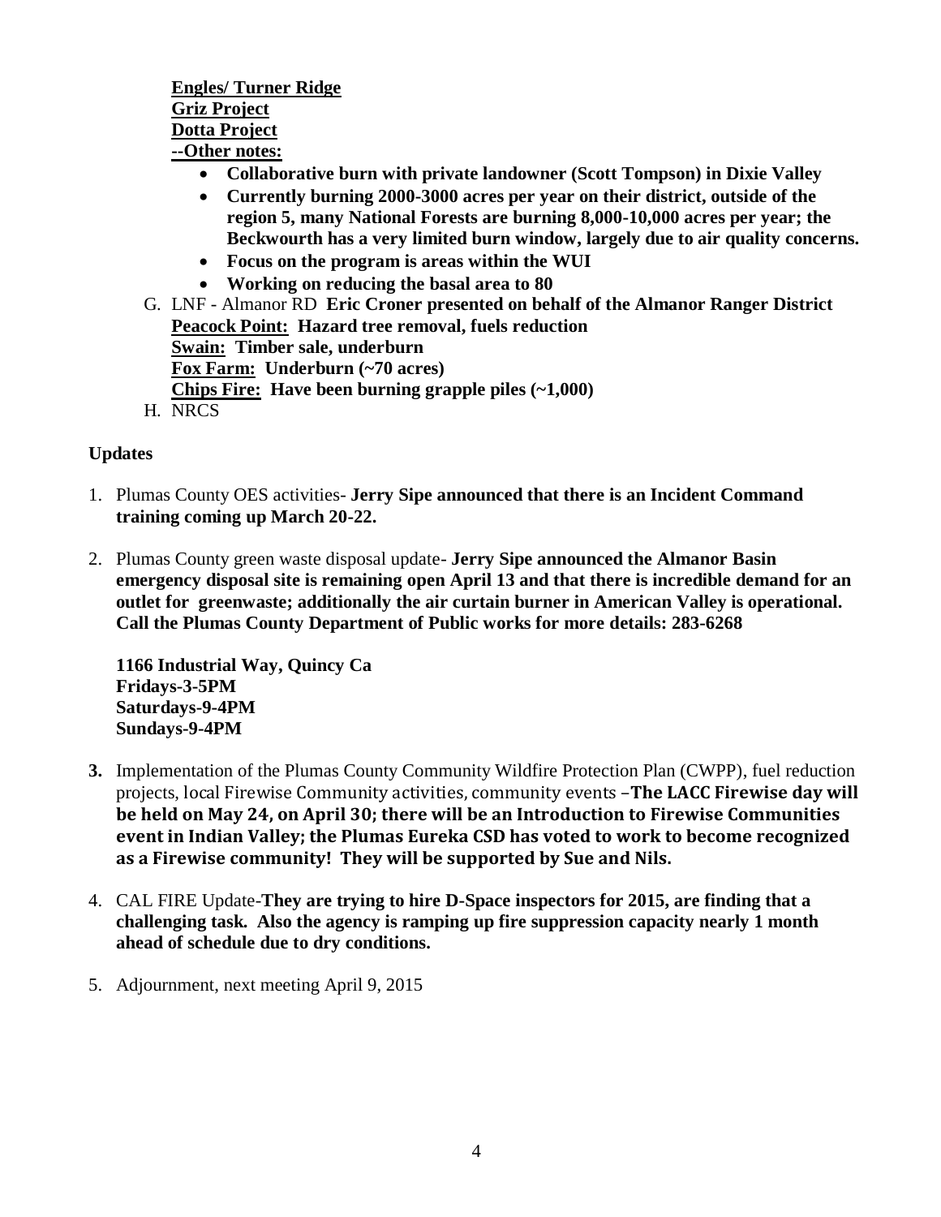**<u>Engles/ Turner Ridge</u>**
**<u>Griz Project</u>**
**<u>Dotta Project</u>**
**<u>--Other notes:</u>**

- **Collaborative burn with private landowner (Scott Tompson) in Dixie Valley**
- **Currently burning 2000-3000 acres per year on their district, outside of the region 5, many National Forests are burning 8,000-10,000 acres per year; the Beckwourth has a very limited burn window, largely due to air quality concerns.**
- **Focus on the program is areas within the WUI**
- **Working on reducing the basal area to 80**

G. LNF - Almanor RD **Eric Croner presented on behalf of the Almanor Ranger District**
**<u>Peacock Point:</u> Hazard tree removal, fuels reduction**
**<u>Swain:</u> Timber sale, underburn**
**<u>Fox Farm:</u> Underburn (~70 acres)**
**<u>Chips Fire:</u> Have been burning grapple piles (~1,000)**

H. NRCS

**Updates**

1. Plumas County OES activities- **Jerry Sipe announced that there is an Incident Command training coming up March 20-22.**

2. Plumas County green waste disposal update- **Jerry Sipe announced the Almanor Basin emergency disposal site is remaining open April 13 and that there is incredible demand for an outlet for greenwaste; additionally the air curtain burner in American Valley is operational. Call the Plumas County Department of Public works for more details: 283-6268**

   **1166 Industrial Way, Quincy Ca**
   **Fridays-3-5PM**
   **Saturdays-9-4PM**
   **Sundays-9-4PM**

3. Implementation of the Plumas County Community Wildfire Protection Plan (CWPP), fuel reduction projects, local Firewise Community activities, community events –**The LACC Firewise day will be held on May 24, on April 30; there will be an Introduction to Firewise Communities event in Indian Valley; the Plumas Eureka CSD has voted to work to become recognized as a Firewise community! They will be supported by Sue and Nils.**

4. CAL FIRE Update-**They are trying to hire D-Space inspectors for 2015, are finding that a challenging task. Also the agency is ramping up fire suppression capacity nearly 1 month ahead of schedule due to dry conditions.**

5. Adjournment, next meeting April 9, 2015